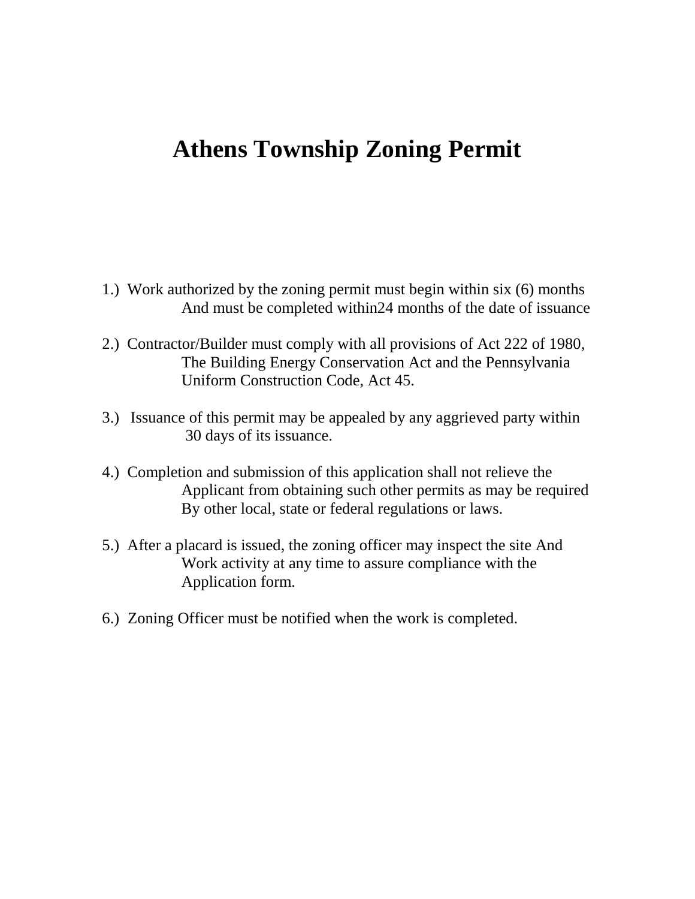# Athens Township Zoning Permit

1.) Work authorized by the zoning permit must begin within six (6) months And must be completed within24 months of the date of issuance

2.) Contractor/Builder must comply with all provisions of Act 222 of 1980, The Building Energy Conservation Act and the Pennsylvania Uniform Construction Code, Act 45.

3.) Issuance of this permit may be appealed by any aggrieved party within 30 days of its issuance.

4.) Completion and submission of this application shall not relieve the Applicant from obtaining such other permits as may be required By other local, state or federal regulations or laws.

5.) After a placard is issued, the zoning officer may inspect the site And Work activity at any time to assure compliance with the Application form.

6.) Zoning Officer must be notified when the work is completed.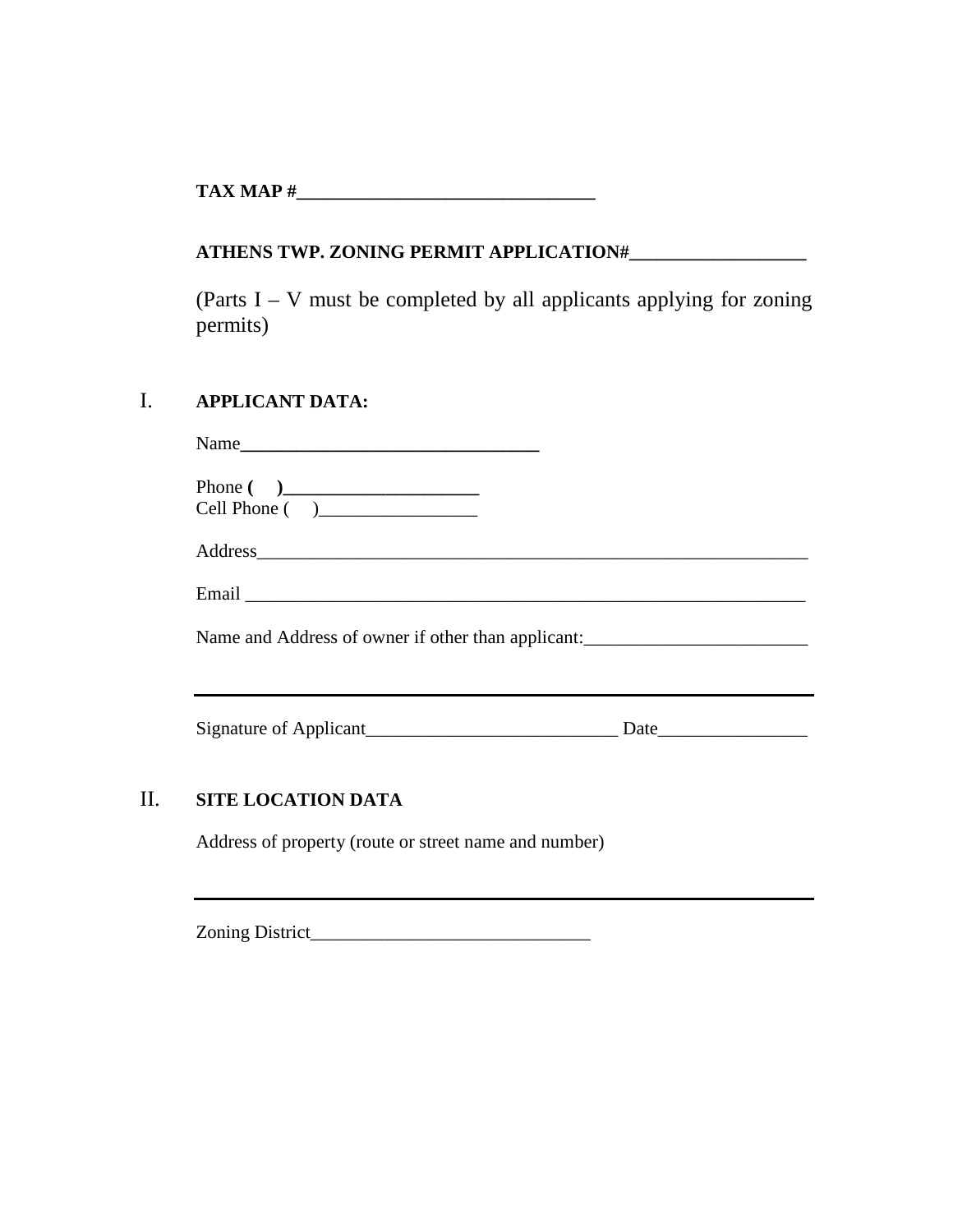**TAX MAP #________________________________**

**ATHENS TWP. ZONING PERMIT APPLICATION#__________________**

(Parts I – V must be completed by all applicants applying for zoning permits)

## I. APPLICANT DATA:

Name________________________________

Phone ( )______________________
Cell Phone ( )_________________

Address____________________________________________________________

Email ______________________________________________________________

Name and Address of owner if other than applicant:________________________

___________________________________________________________________

Signature of Applicant___________________________ Date________________

## II. SITE LOCATION DATA

Address of property (route or street name and number)

___________________________________________________________________

Zoning District______________________________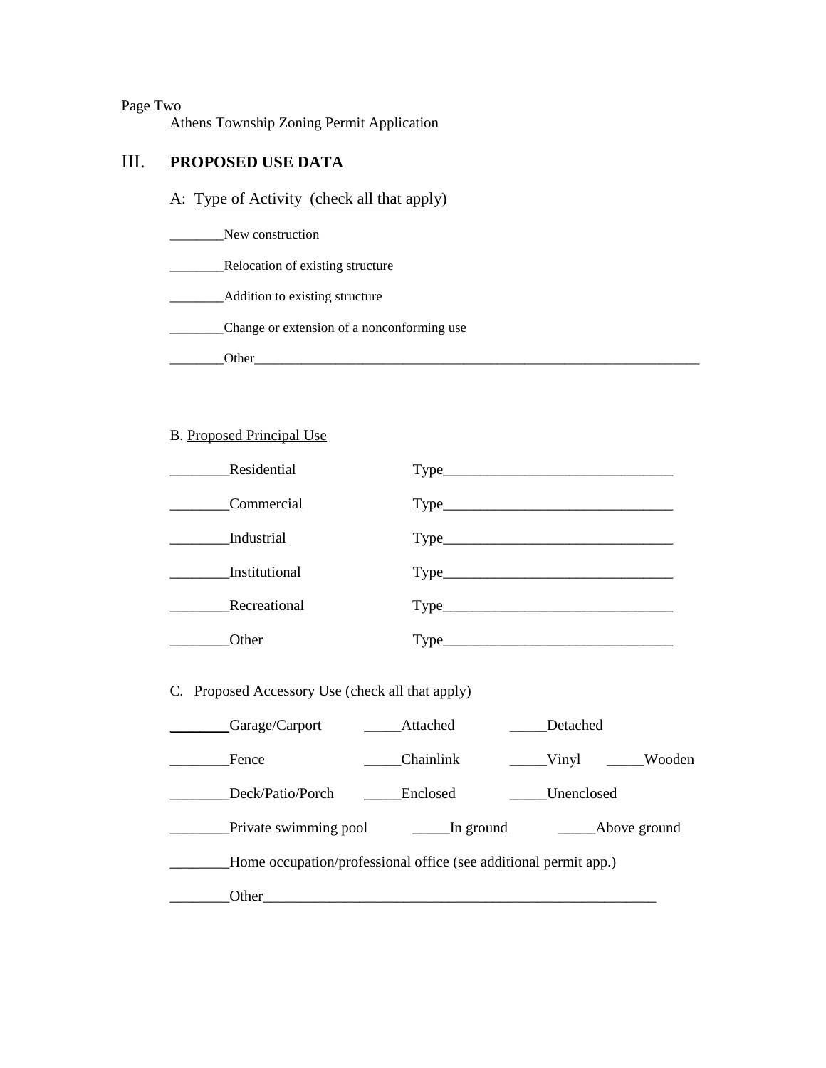Page Two
Athens Township Zoning Permit Application

## III. PROPOSED USE DATA

A: Type of Activity (check all that apply)

________New construction

________Relocation of existing structure

________Addition to existing structure

________Change or extension of a nonconforming use

________Other_____________________________________________________________________

B. Proposed Principal Use

| | |
|---|---|
| ________Residential | Type________________________________ |
| ________Commercial | Type________________________________ |
| ________Industrial | Type________________________________ |
| ________Institutional | Type________________________________ |
| ________Recreational | Type________________________________ |
| ________Other | Type________________________________ |

C. Proposed Accessory Use (check all that apply)

| | | | |
|---|---|---|---|
| ________Garage/Carport | _____Attached | _____Detached | |
| ________Fence | _____Chainlink | _____Vinyl | _____Wooden |
| ________Deck/Patio/Porch | _____Enclosed | _____Unenclosed | |
| ________Private swimming pool | _____In ground | _____Above ground | |

________Home occupation/professional office (see additional permit app.)

________Other________________________________________________________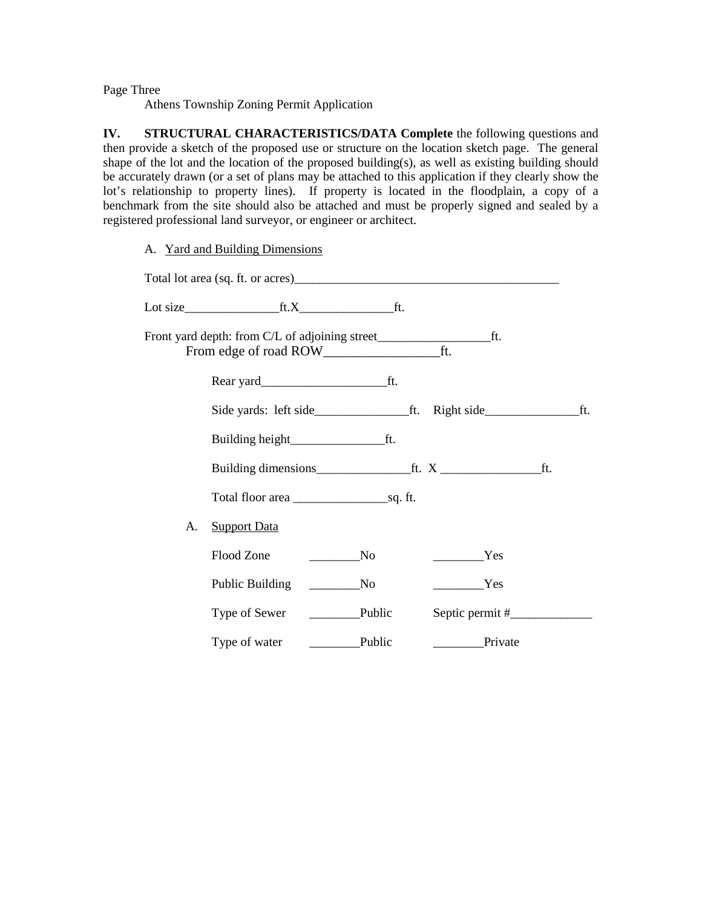Page Three

Athens Township Zoning Permit Application

**IV. STRUCTURAL CHARACTERISTICS/DATA Complete** the following questions and then provide a sketch of the proposed use or structure on the location sketch page. The general shape of the lot and the location of the proposed building(s), as well as existing building should be accurately drawn (or a set of plans may be attached to this application if they clearly show the lot's relationship to property lines). If property is located in the floodplain, a copy of a benchmark from the site should also be attached and must be properly signed and sealed by a registered professional land surveyor, or engineer or architect.

A. Yard and Building Dimensions

Total lot area (sq. ft. or acres)___________________________________________

Lot size_______________ft.X_______________ft.

Front yard depth: from C/L of adjoining street_________________ft.

From edge of road ROW_________________ft.

Rear yard____________________ft.

Side yards: left side_______________ft. Right side_______________ft.

Building height_______________ft.

Building dimensions_______________ft. X ________________ft.

Total floor area _______________sq. ft.

A. Support Data

| | | |
|---|---|---|
| Flood Zone | ________No | ________Yes |
| Public Building | ________No | ________Yes |
| Type of Sewer | ________Public | Septic permit #_____________ |
| Type of water | ________Public | ________Private |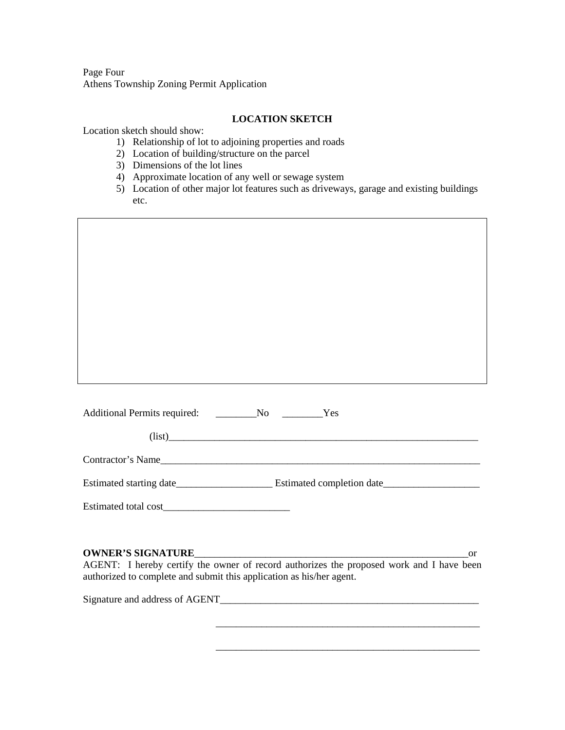Page Four
Athens Township Zoning Permit Application

## LOCATION SKETCH

Location sketch should show:

1) Relationship of lot to adjoining properties and roads
2) Location of building/structure on the parcel
3) Dimensions of the lot lines
4) Approximate location of any well or sewage system
5) Location of other major lot features such as driveways, garage and existing buildings etc.

Additional Permits required: ________No ________Yes

(list)______________________________________________________________

Contractor's Name__________________________________________________________________

Estimated starting date___________________ Estimated completion date__________________

Estimated total cost_________________________

**OWNER'S SIGNATURE**________________________________________________________or

AGENT: I hereby certify the owner of record authorizes the proposed work and I have been authorized to complete and submit this application as his/her agent.

Signature and address of AGENT_____________________________________________________

_____________________________________________________

_____________________________________________________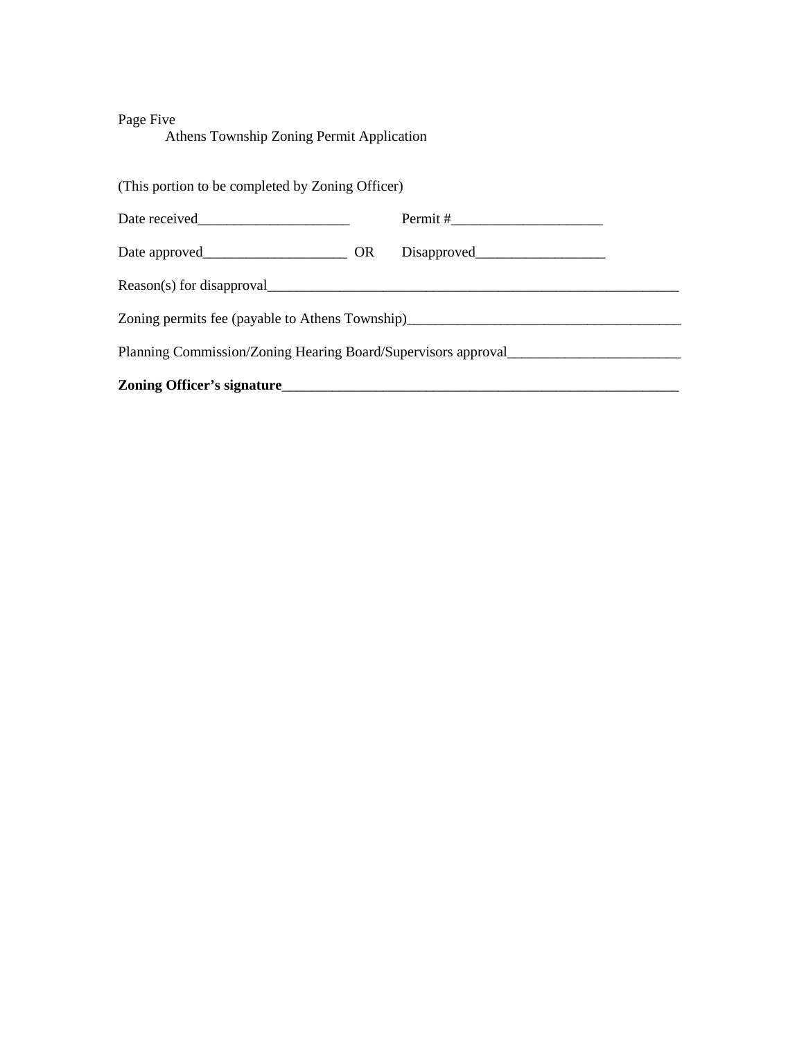Page Five

Athens Township Zoning Permit Application

(This portion to be completed by Zoning Officer)

Date received_____________________ Permit #_____________________

Date approved____________________ OR Disapproved__________________

Reason(s) for disapproval____________________________________________________________

Zoning permits fee (payable to Athens Township)______________________________________

Planning Commission/Zoning Hearing Board/Supervisors approval________________________

**Zoning Officer's signature**__________________________________________________________